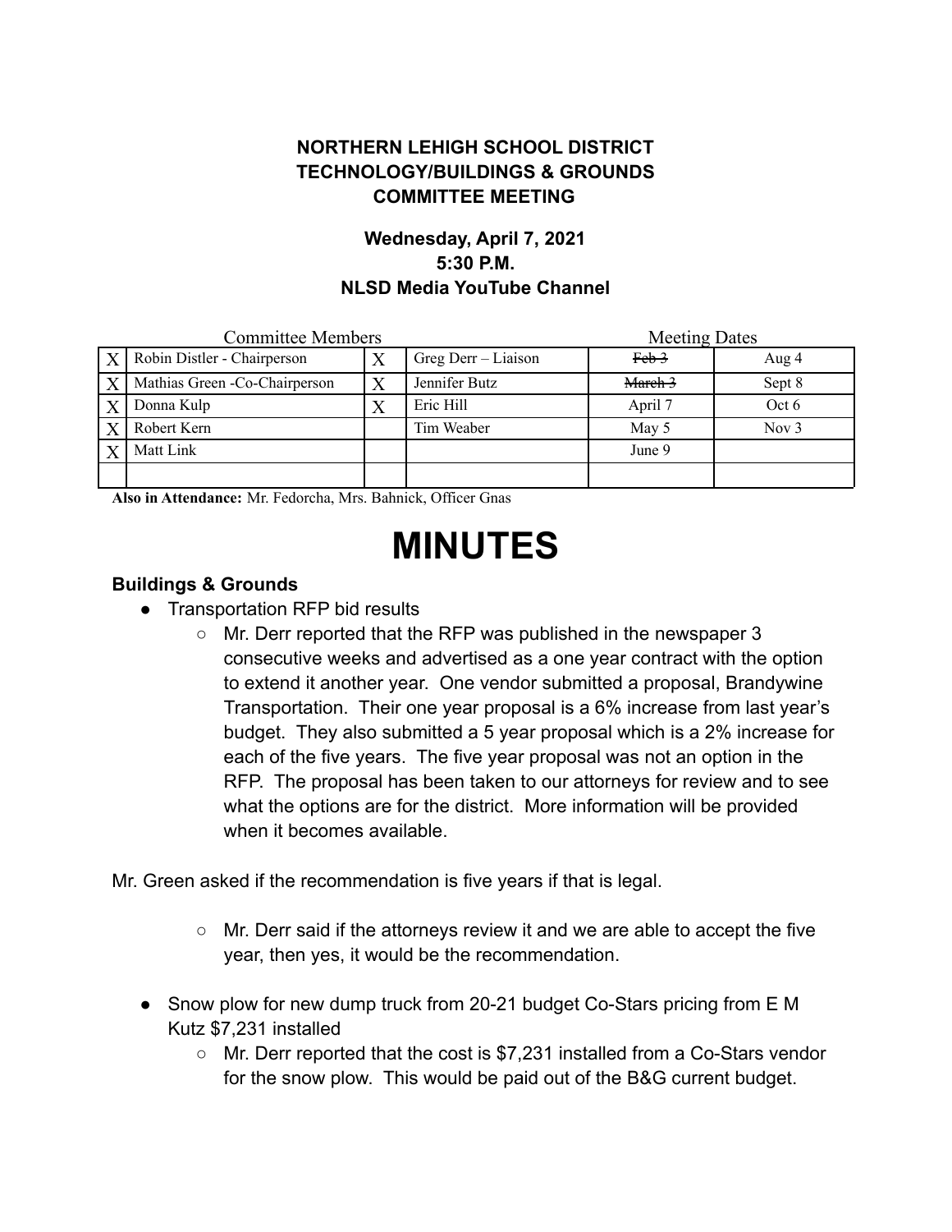**NORTHERN LEHIGH SCHOOL DISTRICT**
**TECHNOLOGY/BUILDINGS & GROUNDS**
**COMMITTEE MEETING**

**Wednesday, April 7, 2021**
**5:30 P.M.**
**NLSD Media YouTube Channel**

| Committee Members | | | | Meeting Dates | |
|---|---|---|---|---|---|
| X | Robin Distler - Chairperson | X | Greg Derr – Liaison | ~~Feb 3~~ | Aug 4 |
| X | Mathias Green -Co-Chairperson | X | Jennifer Butz | ~~March 3~~ | Sept 8 |
| X | Donna Kulp | X | Eric Hill | April 7 | Oct 6 |
| X | Robert Kern | | Tim Weaber | May 5 | Nov 3 |
| X | Matt Link | | | June 9 | |
| | | | | | |

**Also in Attendance:** Mr. Fedorcha, Mrs. Bahnick, Officer Gnas

# MINUTES

### Buildings & Grounds

- Transportation RFP bid results
  - Mr. Derr reported that the RFP was published in the newspaper 3 consecutive weeks and advertised as a one year contract with the option to extend it another year. One vendor submitted a proposal, Brandywine Transportation. Their one year proposal is a 6% increase from last year's budget. They also submitted a 5 year proposal which is a 2% increase for each of the five years. The five year proposal was not an option in the RFP. The proposal has been taken to our attorneys for review and to see what the options are for the district. More information will be provided when it becomes available.

Mr. Green asked if the recommendation is five years if that is legal.

  - Mr. Derr said if the attorneys review it and we are able to accept the five year, then yes, it would be the recommendation.

- Snow plow for new dump truck from 20-21 budget Co-Stars pricing from E M Kutz $7,231 installed
  - Mr. Derr reported that the cost is $7,231 installed from a Co-Stars vendor for the snow plow. This would be paid out of the B&G current budget.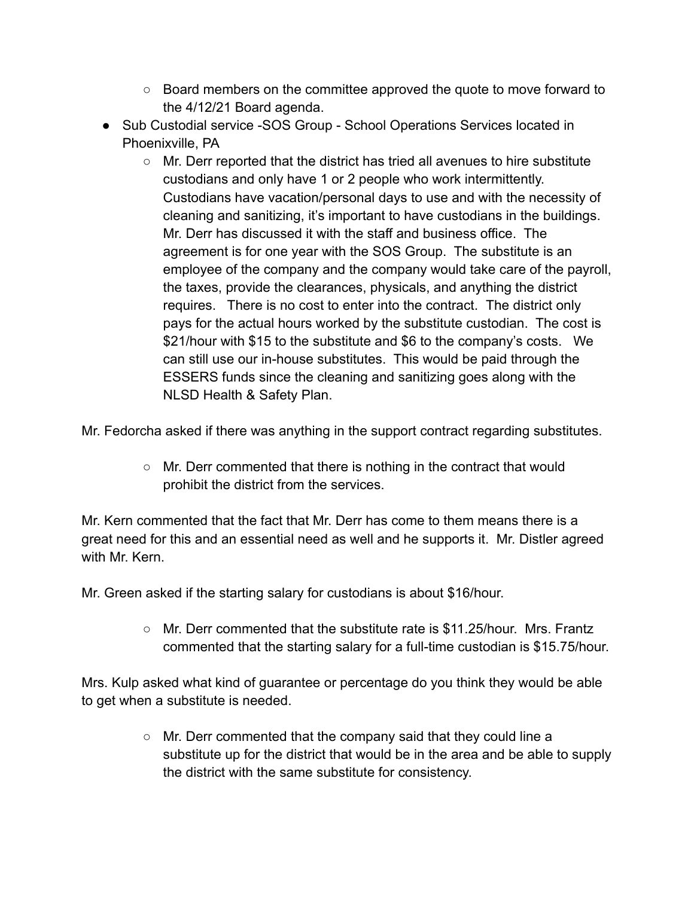- Board members on the committee approved the quote to move forward to the 4/12/21 Board agenda.
- Sub Custodial service -SOS Group - School Operations Services located in Phoenixville, PA
    - Mr. Derr reported that the district has tried all avenues to hire substitute custodians and only have 1 or 2 people who work intermittently. Custodians have vacation/personal days to use and with the necessity of cleaning and sanitizing, it's important to have custodians in the buildings. Mr. Derr has discussed it with the staff and business office. The agreement is for one year with the SOS Group. The substitute is an employee of the company and the company would take care of the payroll, the taxes, provide the clearances, physicals, and anything the district requires. There is no cost to enter into the contract. The district only pays for the actual hours worked by the substitute custodian. The cost is $21/hour with $15 to the substitute and $6 to the company's costs. We can still use our in-house substitutes. This would be paid through the ESSERS funds since the cleaning and sanitizing goes along with the NLSD Health & Safety Plan.

Mr. Fedorcha asked if there was anything in the support contract regarding substitutes.

- Mr. Derr commented that there is nothing in the contract that would prohibit the district from the services.

Mr. Kern commented that the fact that Mr. Derr has come to them means there is a great need for this and an essential need as well and he supports it. Mr. Distler agreed with Mr. Kern.

Mr. Green asked if the starting salary for custodians is about $16/hour.

- Mr. Derr commented that the substitute rate is $11.25/hour. Mrs. Frantz commented that the starting salary for a full-time custodian is $15.75/hour.

Mrs. Kulp asked what kind of guarantee or percentage do you think they would be able to get when a substitute is needed.

- Mr. Derr commented that the company said that they could line a substitute up for the district that would be in the area and be able to supply the district with the same substitute for consistency.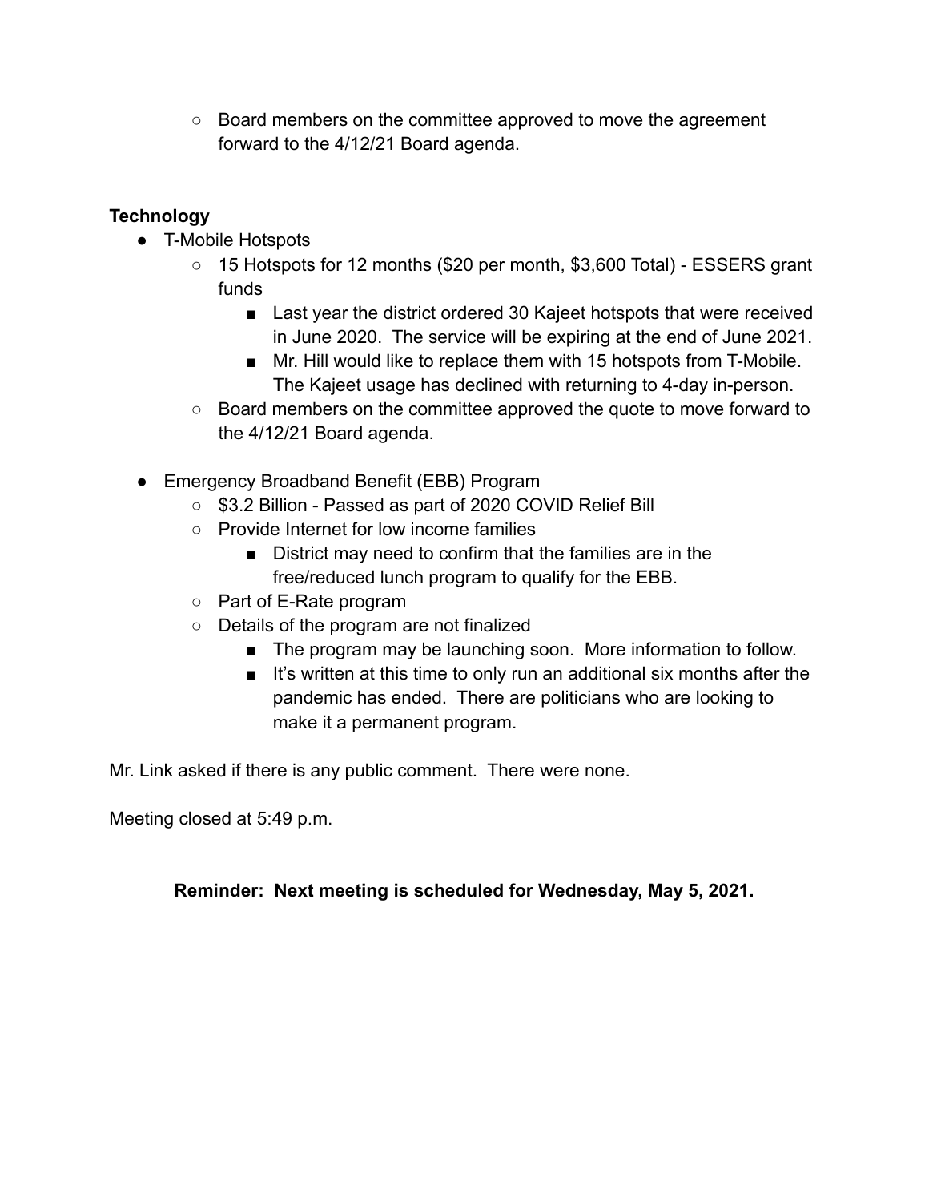- Board members on the committee approved to move the agreement forward to the 4/12/21 Board agenda.

**Technology**

- T-Mobile Hotspots
    - 15 Hotspots for 12 months ($20 per month, $3,600 Total) - ESSERS grant funds
        - Last year the district ordered 30 Kajeet hotspots that were received in June 2020. The service will be expiring at the end of June 2021.
        - Mr. Hill would like to replace them with 15 hotspots from T-Mobile. The Kajeet usage has declined with returning to 4-day in-person.
    - Board members on the committee approved the quote to move forward to the 4/12/21 Board agenda.

- Emergency Broadband Benefit (EBB) Program
    - $3.2 Billion - Passed as part of 2020 COVID Relief Bill
    - Provide Internet for low income families
        - District may need to confirm that the families are in the free/reduced lunch program to qualify for the EBB.
    - Part of E-Rate program
    - Details of the program are not finalized
        - The program may be launching soon. More information to follow.
        - It's written at this time to only run an additional six months after the pandemic has ended. There are politicians who are looking to make it a permanent program.

Mr. Link asked if there is any public comment. There were none.

Meeting closed at 5:49 p.m.

**Reminder: Next meeting is scheduled for Wednesday, May 5, 2021.**